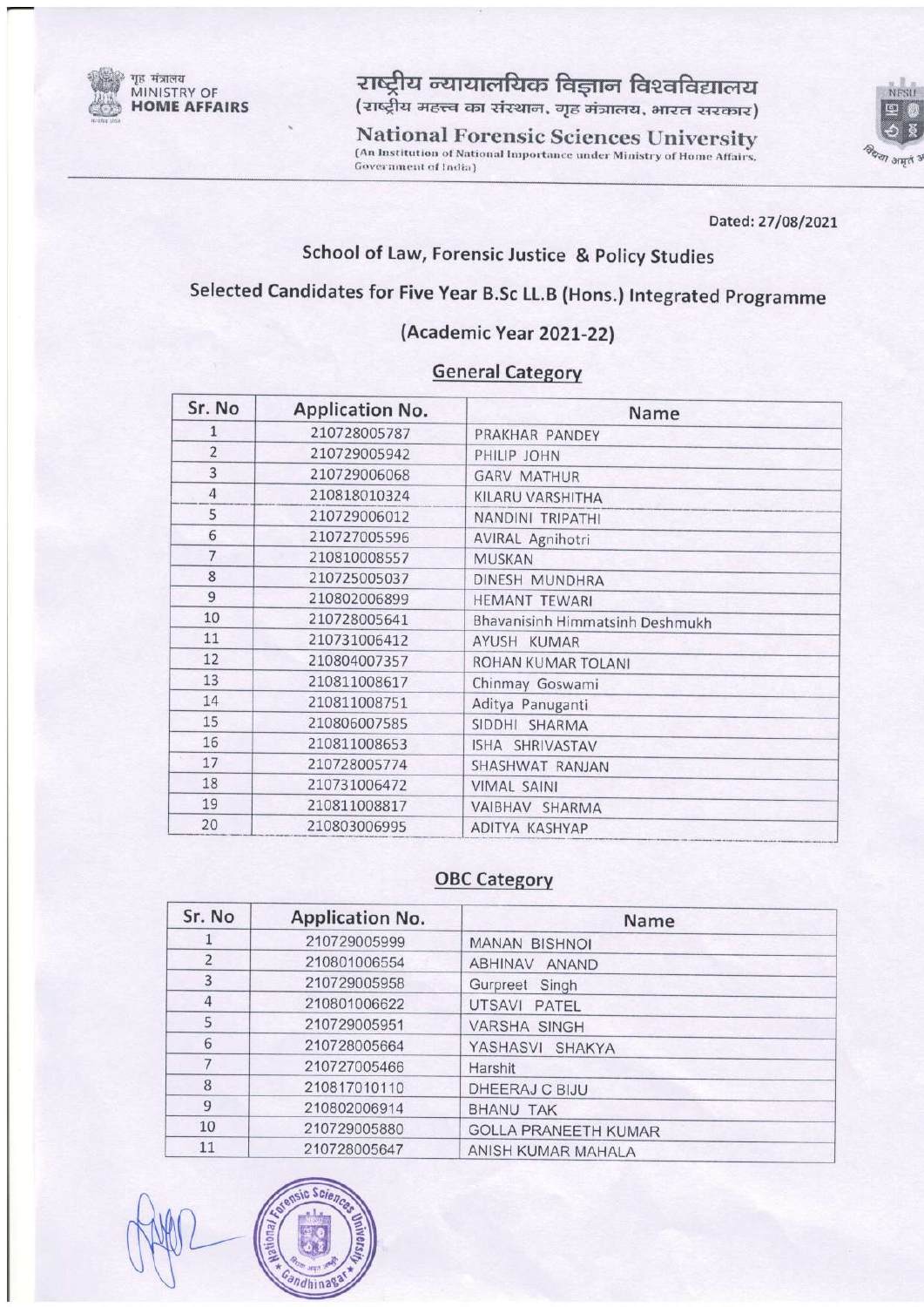गृह मंत्रालय
MINISTRY OF
**HOME AFFAIRS**

राष्ट्रीय न्यायालयिक विज्ञान विश्वविद्यालय
(राष्ट्रीय महत्त्व का संस्थान, गृह मंत्रालय, भारत सरकार)

**National Forensic Sciences University**
(An Institution of National Importance under Ministry of Home Affairs, Government of India)

Dated: 27/08/2021

## School of Law, Forensic Justice & Policy Studies

## Selected Candidates for Five Year B.Sc LL.B (Hons.) Integrated Programme

## (Academic Year 2021-22)

### General Category

| Sr. No | Application No. | Name |
|---|---|---|
| 1 | 210728005787 | PRAKHAR PANDEY |
| 2 | 210729005942 | PHILIP JOHN |
| 3 | 210729006068 | GARV MATHUR |
| 4 | 210818010324 | KILARU VARSHITHA |
| 5 | 210729006012 | NANDINI TRIPATHI |
| 6 | 210727005596 | AVIRAL Agnihotri |
| 7 | 210810008557 | MUSKAN |
| 8 | 210725005037 | DINESH MUNDHRA |
| 9 | 210802006899 | HEMANT TEWARI |
| 10 | 210728005641 | Bhavanisinh Himmatsinh Deshmukh |
| 11 | 210731006412 | AYUSH KUMAR |
| 12 | 210804007357 | ROHAN KUMAR TOLANI |
| 13 | 210811008617 | Chinmay Goswami |
| 14 | 210811008751 | Aditya Panuganti |
| 15 | 210806007585 | SIDDHI SHARMA |
| 16 | 210811008653 | ISHA SHRIVASTAV |
| 17 | 210728005774 | SHASHWAT RANJAN |
| 18 | 210731006472 | VIMAL SAINI |
| 19 | 210811008817 | VAIBHAV SHARMA |
| 20 | 210803006995 | ADITYA KASHYAP |

### OBC Category

| Sr. No | Application No. | Name |
|---|---|---|
| 1 | 210729005999 | MANAN BISHNOI |
| 2 | 210801006554 | ABHINAV ANAND |
| 3 | 210729005958 | Gurpreet Singh |
| 4 | 210801006622 | UTSAVI PATEL |
| 5 | 210729005951 | VARSHA SINGH |
| 6 | 210728005664 | YASHASVI SHAKYA |
| 7 | 210727005466 | Harshit |
| 8 | 210817010110 | DHEERAJ C BIJU |
| 9 | 210802006914 | BHANU TAK |
| 10 | 210729005880 | GOLLA PRANEETH KUMAR |
| 11 | 210728005647 | ANISH KUMAR MAHALA |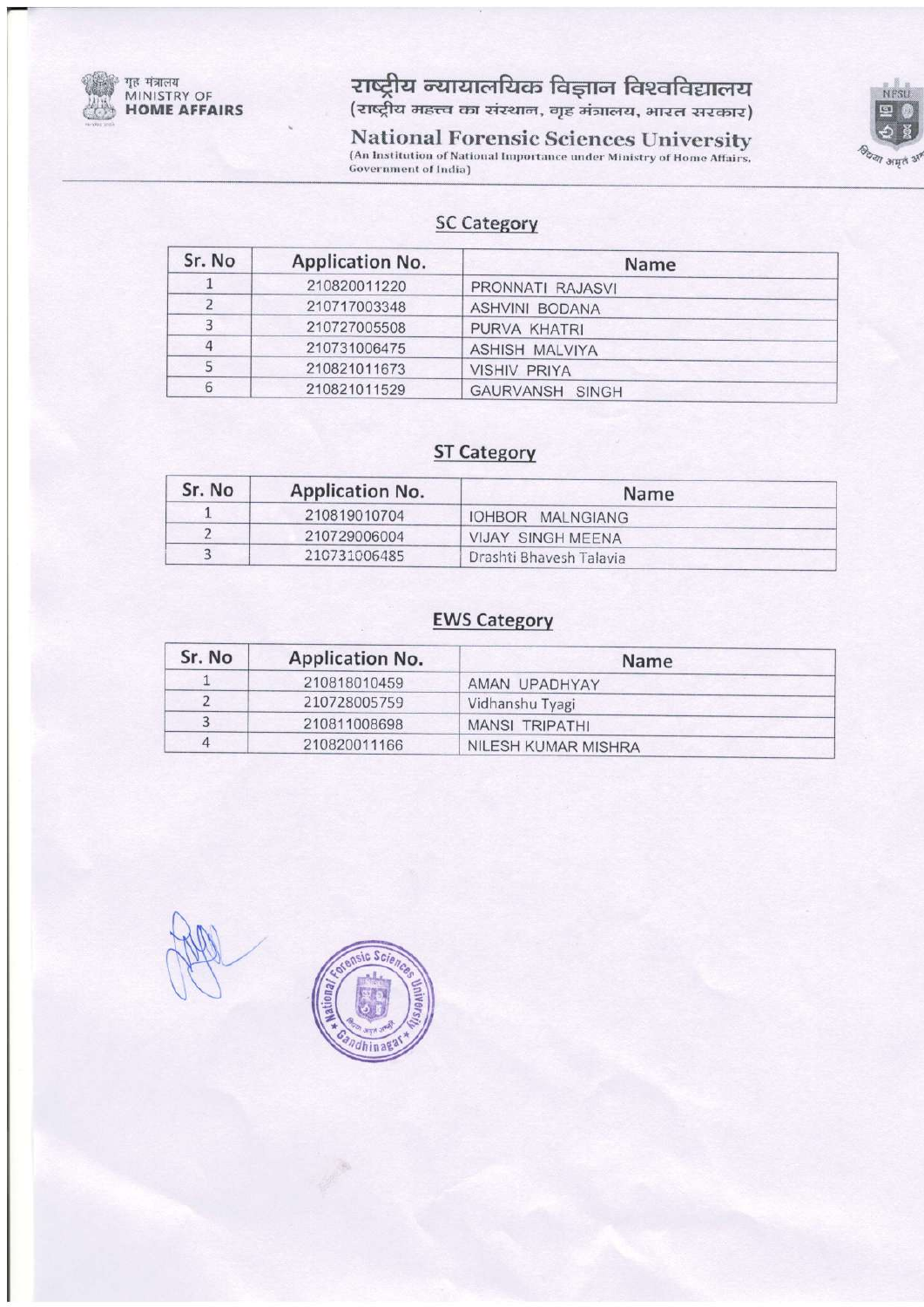गृह मंत्रालय
MINISTRY OF
**HOME AFFAIRS**

# राष्ट्रीय न्यायालयिक विज्ञान विश्वविद्यालय

(राष्ट्रीय महत्त्व का संस्थान, गृह मंत्रालय, भारत सरकार)

# National Forensic Sciences University

(An Institution of National Importance under Ministry of Home Affairs, Government of India)

## SC Category

| Sr. No | Application No. | Name |
|---|---|---|
| 1 | 210820011220 | PRONNATI RAJASVI |
| 2 | 210717003348 | ASHVINI BODANA |
| 3 | 210727005508 | PURVA KHATRI |
| 4 | 210731006475 | ASHISH MALVIYA |
| 5 | 210821011673 | VISHIV PRIYA |
| 6 | 210821011529 | GAURVANSH SINGH |

## ST Category

| Sr. No | Application No. | Name |
|---|---|---|
| 1 | 210819010704 | IOHBOR MALNGIANG |
| 2 | 210729006004 | VIJAY SINGH MEENA |
| 3 | 210731006485 | Drashti Bhavesh Talavia |

## EWS Category

| Sr. No | Application No. | Name |
|---|---|---|
| 1 | 210818010459 | AMAN UPADHYAY |
| 2 | 210728005759 | Vidhanshu Tyagi |
| 3 | 210811008698 | MANSI TRIPATHI |
| 4 | 210820011166 | NILESH KUMAR MISHRA |